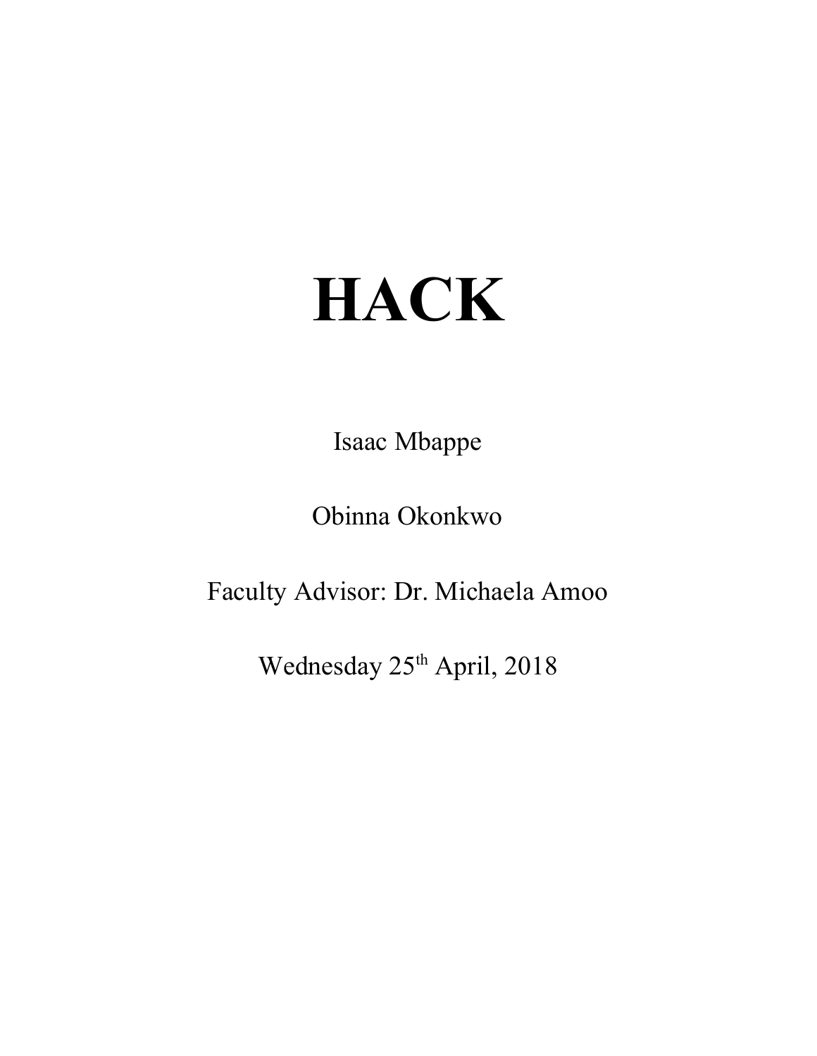# HACK

Isaac Mbappe

Obinna Okonkwo

Faculty Advisor: Dr. Michaela Amoo

Wednesday 25th April, 2018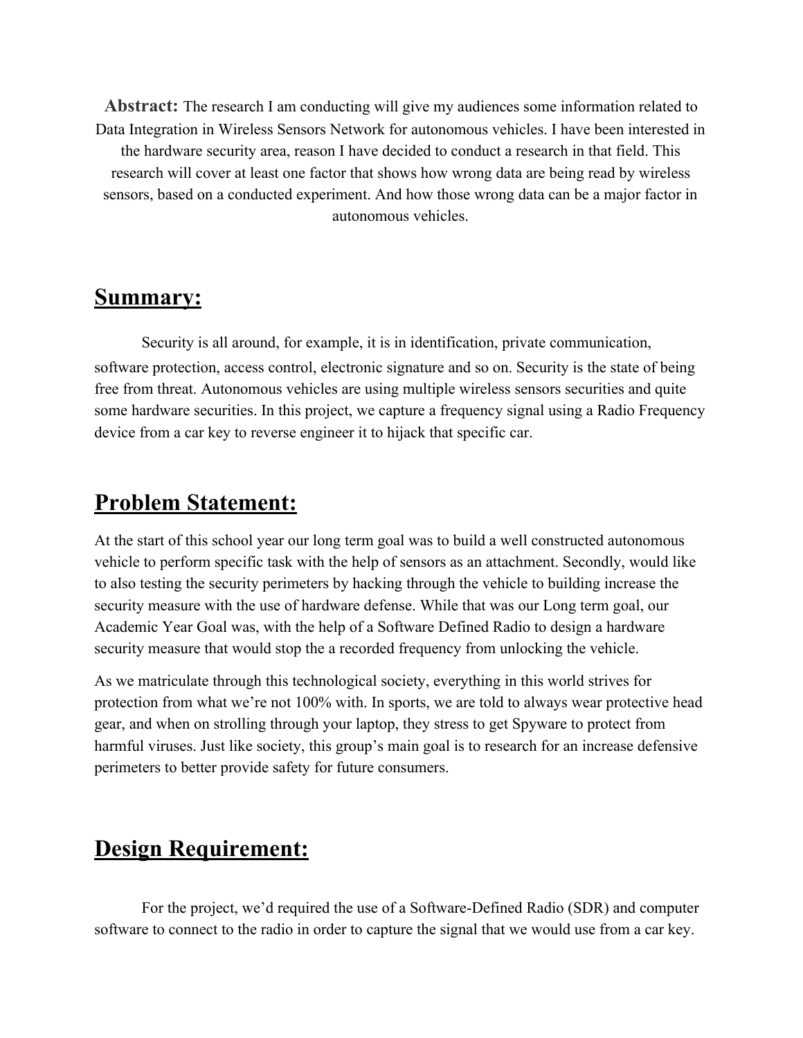**Abstract:** The research I am conducting will give my audiences some information related to Data Integration in Wireless Sensors Network for autonomous vehicles. I have been interested in the hardware security area, reason I have decided to conduct a research in that field. This research will cover at least one factor that shows how wrong data are being read by wireless sensors, based on a conducted experiment. And how those wrong data can be a major factor in autonomous vehicles.

## Summary:

Security is all around, for example, it is in identification, private communication, software protection, access control, electronic signature and so on. Security is the state of being free from threat. Autonomous vehicles are using multiple wireless sensors securities and quite some hardware securities. In this project, we capture a frequency signal using a Radio Frequency device from a car key to reverse engineer it to hijack that specific car.

## Problem Statement:

At the start of this school year our long term goal was to build a well constructed autonomous vehicle to perform specific task with the help of sensors as an attachment. Secondly, would like to also testing the security perimeters by hacking through the vehicle to building increase the security measure with the use of hardware defense. While that was our Long term goal, our Academic Year Goal was, with the help of a Software Defined Radio to design a hardware security measure that would stop the a recorded frequency from unlocking the vehicle.

As we matriculate through this technological society, everything in this world strives for protection from what we're not 100% with. In sports, we are told to always wear protective head gear, and when on strolling through your laptop, they stress to get Spyware to protect from harmful viruses. Just like society, this group's main goal is to research for an increase defensive perimeters to better provide safety for future consumers.

## Design Requirement:

For the project, we'd required the use of a Software-Defined Radio (SDR) and computer software to connect to the radio in order to capture the signal that we would use from a car key.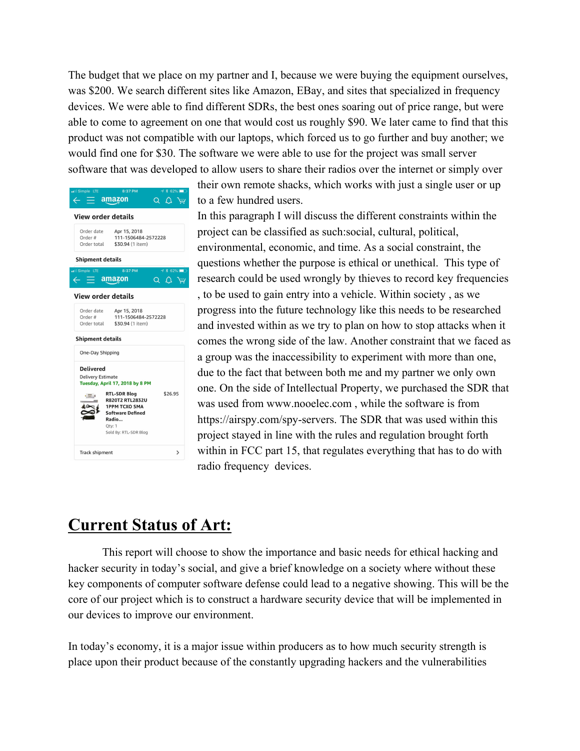The budget that we place on my partner and I, because we were buying the equipment ourselves, was $200. We search different sites like Amazon, EBay, and sites that specialized in frequency devices. We were able to find different SDRs, the best ones soaring out of price range, but were able to come to agreement on one that would cost us roughly $90. We later came to find that this product was not compatible with our laptops, which forced us to go further and buy another; we would find one for $30. The software we were able to use for the project was small server software that was developed to allow users to share their radios over the internet or simply over their own remote shacks, which works with just a single user or up to a few hundred users.

In this paragraph I will discuss the different constraints within the project can be classified as such:social, cultural, political, environmental, economic, and time. As a social constraint, the questions whether the purpose is ethical or unethical. This type of research could be used wrongly by thieves to record key frequencies , to be used to gain entry into a vehicle. Within society , as we progress into the future technology like this needs to be researched and invested within as we try to plan on how to stop attacks when it comes the wrong side of the law. Another constraint that we faced as a group was the inaccessibility to experiment with more than one, due to the fact that between both me and my partner we only own one. On the side of Intellectual Property, we purchased the SDR that was used from www.nooelec.com , while the software is from https://airspy.com/spy-servers. The SDR that was used within this project stayed in line with the rules and regulation brought forth within in FCC part 15, that regulates everything that has to do with radio frequency devices.

## Current Status of Art:

This report will choose to show the importance and basic needs for ethical hacking and hacker security in today's social, and give a brief knowledge on a society where without these key components of computer software defense could lead to a negative showing. This will be the core of our project which is to construct a hardware security device that will be implemented in our devices to improve our environment.

In today's economy, it is a major issue within producers as to how much security strength is place upon their product because of the constantly upgrading hackers and the vulnerabilities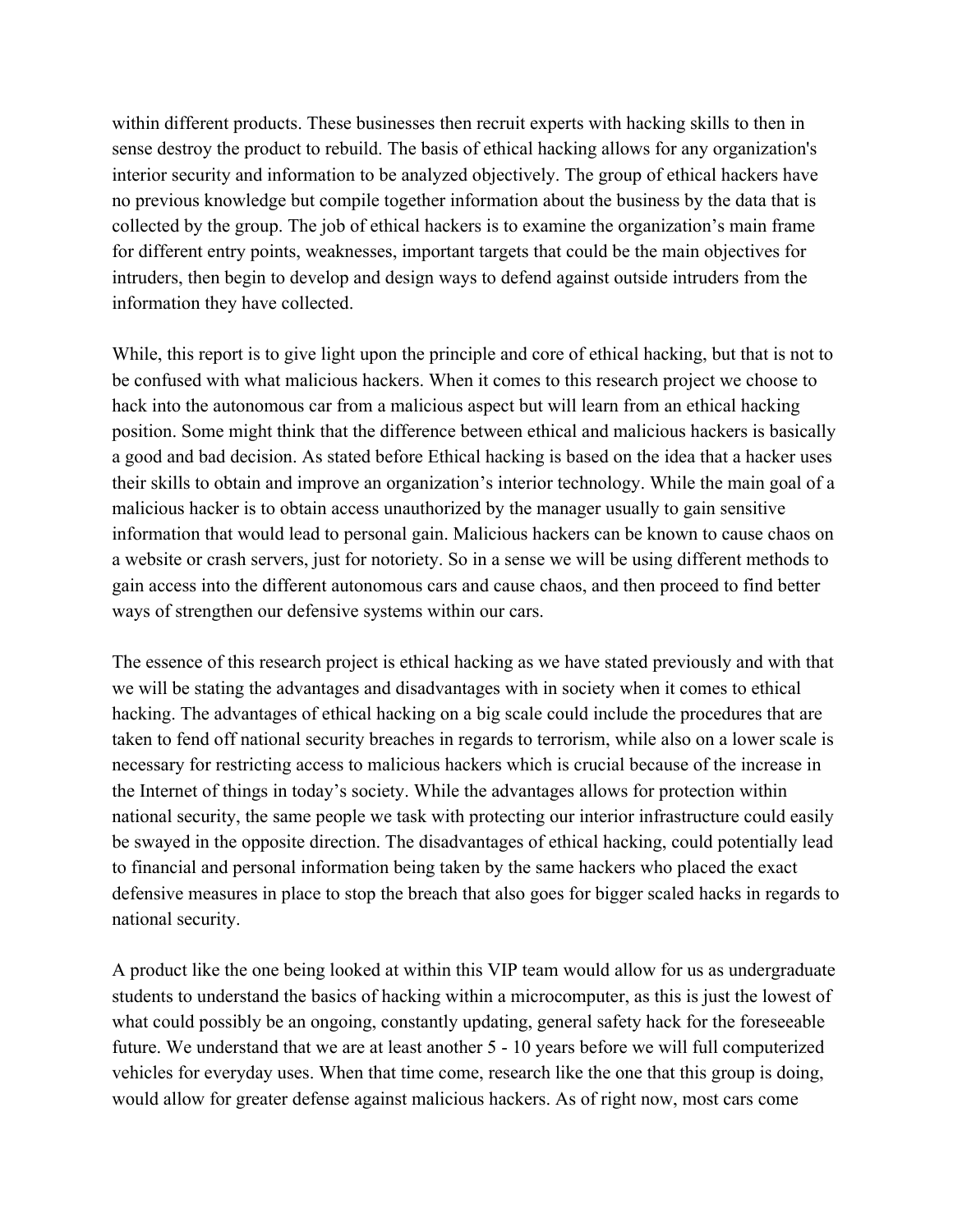within different products. These businesses then recruit experts with hacking skills to then in sense destroy the product to rebuild. The basis of ethical hacking allows for any organization's interior security and information to be analyzed objectively. The group of ethical hackers have no previous knowledge but compile together information about the business by the data that is collected by the group. The job of ethical hackers is to examine the organization's main frame for different entry points, weaknesses, important targets that could be the main objectives for intruders, then begin to develop and design ways to defend against outside intruders from the information they have collected.

While, this report is to give light upon the principle and core of ethical hacking, but that is not to be confused with what malicious hackers. When it comes to this research project we choose to hack into the autonomous car from a malicious aspect but will learn from an ethical hacking position. Some might think that the difference between ethical and malicious hackers is basically a good and bad decision. As stated before Ethical hacking is based on the idea that a hacker uses their skills to obtain and improve an organization's interior technology. While the main goal of a malicious hacker is to obtain access unauthorized by the manager usually to gain sensitive information that would lead to personal gain. Malicious hackers can be known to cause chaos on a website or crash servers, just for notoriety. So in a sense we will be using different methods to gain access into the different autonomous cars and cause chaos, and then proceed to find better ways of strengthen our defensive systems within our cars.

The essence of this research project is ethical hacking as we have stated previously and with that we will be stating the advantages and disadvantages with in society when it comes to ethical hacking. The advantages of ethical hacking on a big scale could include the procedures that are taken to fend off national security breaches in regards to terrorism, while also on a lower scale is necessary for restricting access to malicious hackers which is crucial because of the increase in the Internet of things in today's society. While the advantages allows for protection within national security, the same people we task with protecting our interior infrastructure could easily be swayed in the opposite direction. The disadvantages of ethical hacking, could potentially lead to financial and personal information being taken by the same hackers who placed the exact defensive measures in place to stop the breach that also goes for bigger scaled hacks in regards to national security.

A product like the one being looked at within this VIP team would allow for us as undergraduate students to understand the basics of hacking within a microcomputer, as this is just the lowest of what could possibly be an ongoing, constantly updating, general safety hack for the foreseeable future. We understand that we are at least another 5 - 10 years before we will full computerized vehicles for everyday uses. When that time come, research like the one that this group is doing, would allow for greater defense against malicious hackers. As of right now, most cars come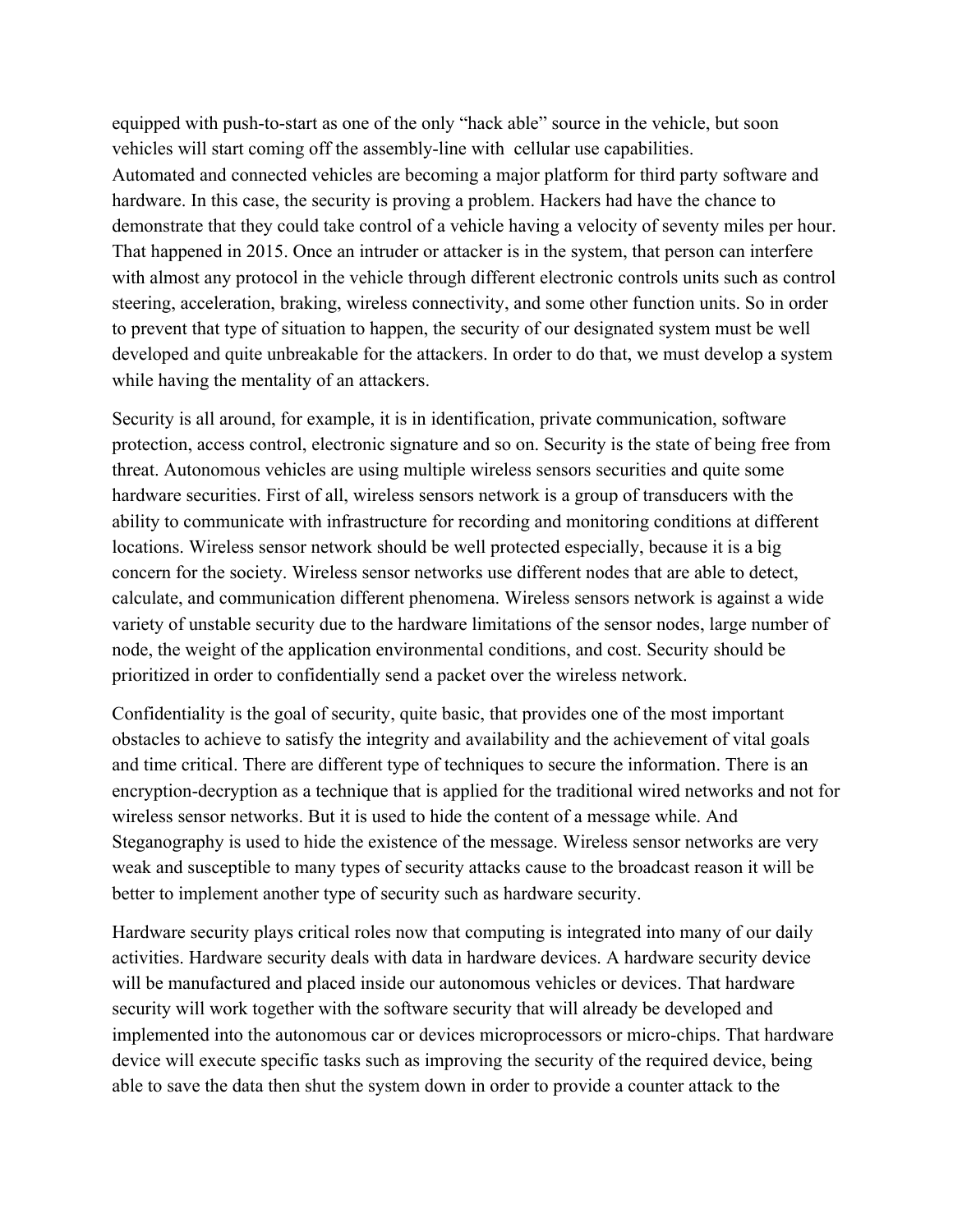equipped with push-to-start as one of the only "hack able" source in the vehicle, but soon vehicles will start coming off the assembly-line with cellular use capabilities.
Automated and connected vehicles are becoming a major platform for third party software and hardware. In this case, the security is proving a problem. Hackers had have the chance to demonstrate that they could take control of a vehicle having a velocity of seventy miles per hour. That happened in 2015. Once an intruder or attacker is in the system, that person can interfere with almost any protocol in the vehicle through different electronic controls units such as control steering, acceleration, braking, wireless connectivity, and some other function units. So in order to prevent that type of situation to happen, the security of our designated system must be well developed and quite unbreakable for the attackers. In order to do that, we must develop a system while having the mentality of an attackers.

Security is all around, for example, it is in identification, private communication, software protection, access control, electronic signature and so on. Security is the state of being free from threat. Autonomous vehicles are using multiple wireless sensors securities and quite some hardware securities. First of all, wireless sensors network is a group of transducers with the ability to communicate with infrastructure for recording and monitoring conditions at different locations. Wireless sensor network should be well protected especially, because it is a big concern for the society. Wireless sensor networks use different nodes that are able to detect, calculate, and communication different phenomena. Wireless sensors network is against a wide variety of unstable security due to the hardware limitations of the sensor nodes, large number of node, the weight of the application environmental conditions, and cost. Security should be prioritized in order to confidentially send a packet over the wireless network.

Confidentiality is the goal of security, quite basic, that provides one of the most important obstacles to achieve to satisfy the integrity and availability and the achievement of vital goals and time critical. There are different type of techniques to secure the information. There is an encryption-decryption as a technique that is applied for the traditional wired networks and not for wireless sensor networks. But it is used to hide the content of a message while. And Steganography is used to hide the existence of the message. Wireless sensor networks are very weak and susceptible to many types of security attacks cause to the broadcast reason it will be better to implement another type of security such as hardware security.

Hardware security plays critical roles now that computing is integrated into many of our daily activities. Hardware security deals with data in hardware devices. A hardware security device will be manufactured and placed inside our autonomous vehicles or devices. That hardware security will work together with the software security that will already be developed and implemented into the autonomous car or devices microprocessors or micro-chips. That hardware device will execute specific tasks such as improving the security of the required device, being able to save the data then shut the system down in order to provide a counter attack to the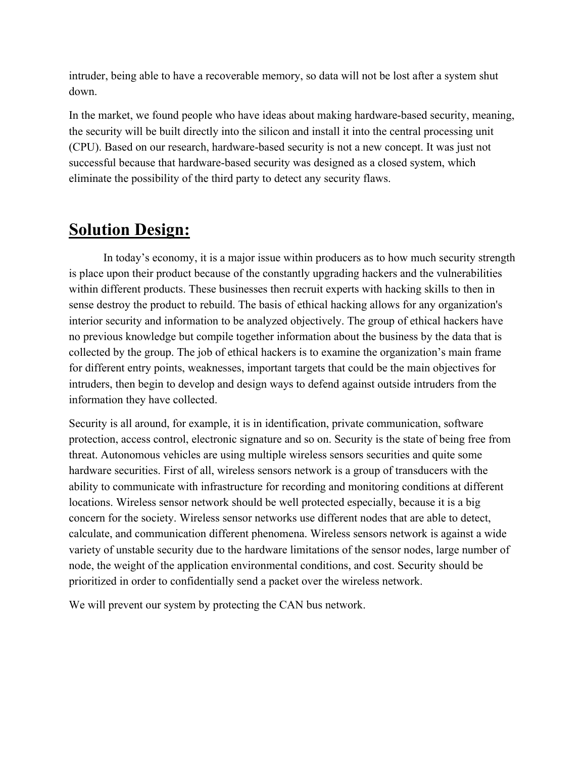intruder, being able to have a recoverable memory, so data will not be lost after a system shut down.

In the market, we found people who have ideas about making hardware-based security, meaning, the security will be built directly into the silicon and install it into the central processing unit (CPU). Based on our research, hardware-based security is not a new concept. It was just not successful because that hardware-based security was designed as a closed system, which eliminate the possibility of the third party to detect any security flaws.

## **Solution Design:**

In today's economy, it is a major issue within producers as to how much security strength is place upon their product because of the constantly upgrading hackers and the vulnerabilities within different products. These businesses then recruit experts with hacking skills to then in sense destroy the product to rebuild. The basis of ethical hacking allows for any organization's interior security and information to be analyzed objectively. The group of ethical hackers have no previous knowledge but compile together information about the business by the data that is collected by the group. The job of ethical hackers is to examine the organization's main frame for different entry points, weaknesses, important targets that could be the main objectives for intruders, then begin to develop and design ways to defend against outside intruders from the information they have collected.

Security is all around, for example, it is in identification, private communication, software protection, access control, electronic signature and so on. Security is the state of being free from threat. Autonomous vehicles are using multiple wireless sensors securities and quite some hardware securities. First of all, wireless sensors network is a group of transducers with the ability to communicate with infrastructure for recording and monitoring conditions at different locations. Wireless sensor network should be well protected especially, because it is a big concern for the society. Wireless sensor networks use different nodes that are able to detect, calculate, and communication different phenomena. Wireless sensors network is against a wide variety of unstable security due to the hardware limitations of the sensor nodes, large number of node, the weight of the application environmental conditions, and cost. Security should be prioritized in order to confidentially send a packet over the wireless network.

We will prevent our system by protecting the CAN bus network.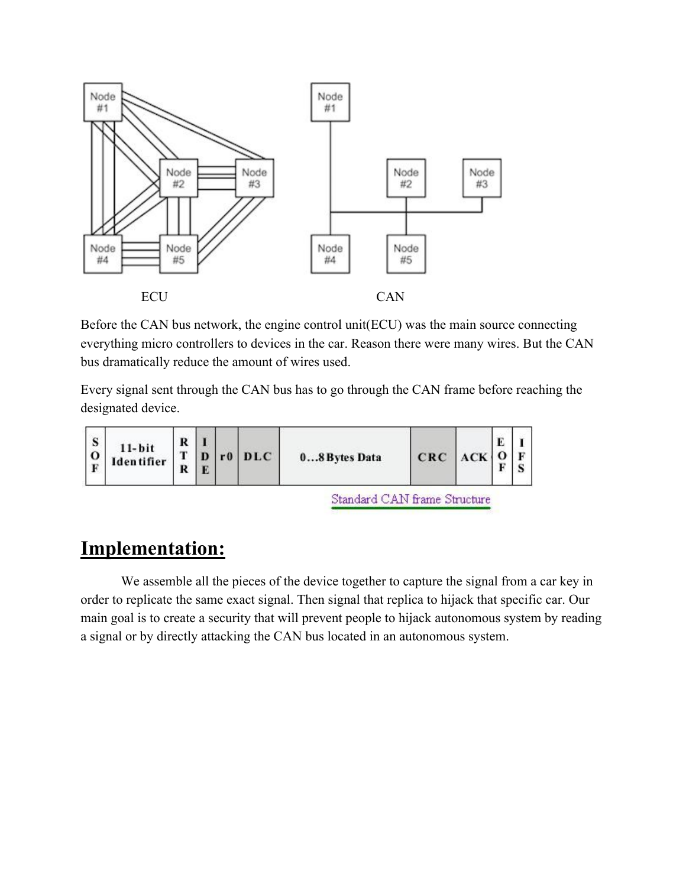ECU CAN

Before the CAN bus network, the engine control unit(ECU) was the main source connecting everything micro controllers to devices in the car. Reason there were many wires. But the CAN bus dramatically reduce the amount of wires used.

Every signal sent through the CAN bus has to go through the CAN frame before reaching the designated device.

| SOF | 11-bit Identifier | RTR | IDE | r0 | DLC | 0…8 Bytes Data | CRC | ACK | EOF | IFS |
|---|---|---|---|---|---|---|---|---|---|---|

Standard CAN frame Structure

## Implementation:

We assemble all the pieces of the device together to capture the signal from a car key in order to replicate the same exact signal. Then signal that replica to hijack that specific car. Our main goal is to create a security that will prevent people to hijack autonomous system by reading a signal or by directly attacking the CAN bus located in an autonomous system.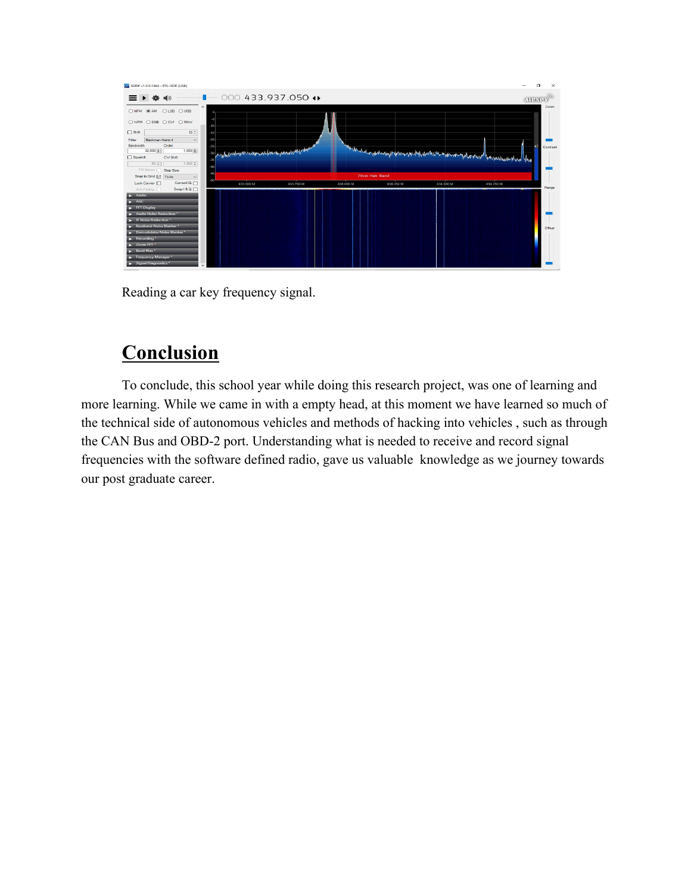Reading a car key frequency signal.

## Conclusion

To conclude, this school year while doing this research project, was one of learning and more learning. While we came in with a empty head, at this moment we have learned so much of the technical side of autonomous vehicles and methods of hacking into vehicles , such as through the CAN Bus and OBD-2 port. Understanding what is needed to receive and record signal frequencies with the software defined radio, gave us valuable  knowledge as we journey towards our post graduate career.